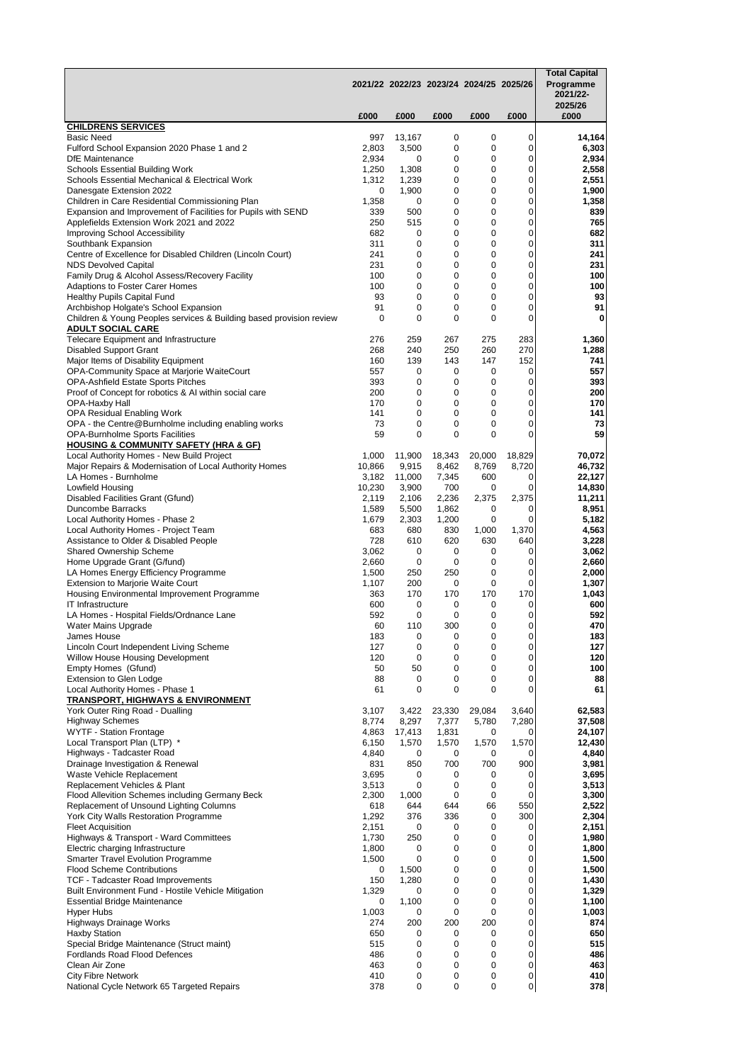| | 2021/22 | 2022/23 | 2023/24 | 2024/25 | 2025/26 | Total Capital Programme 2021/22-2025/26 |
|---|---|---|---|---|---|---|
| | £000 | £000 | £000 | £000 | £000 | £000 |
| **CHILDRENS SERVICES** | | | | | | |
| Basic Need | 997 | 13,167 | 0 | 0 | 0 | **14,164** |
| Fulford School Expansion 2020 Phase 1 and 2 | 2,803 | 3,500 | 0 | 0 | 0 | **6,303** |
| DfE Maintenance | 2,934 | 0 | 0 | 0 | 0 | **2,934** |
| Schools Essential Building Work | 1,250 | 1,308 | 0 | 0 | 0 | **2,558** |
| Schools Essential Mechanical & Electrical Work | 1,312 | 1,239 | 0 | 0 | 0 | **2,551** |
| Danesgate Extension 2022 | 0 | 1,900 | 0 | 0 | 0 | **1,900** |
| Children in Care Residential Commissioning Plan | 1,358 | 0 | 0 | 0 | 0 | **1,358** |
| Expansion and Improvement of Facilities for Pupils with SEND | 339 | 500 | 0 | 0 | 0 | **839** |
| Applefields Extension Work 2021 and 2022 | 250 | 515 | 0 | 0 | 0 | **765** |
| Improving School Accessibility | 682 | 0 | 0 | 0 | 0 | **682** |
| Southbank Expansion | 311 | 0 | 0 | 0 | 0 | **311** |
| Centre of Excellence for Disabled Children (Lincoln Court) | 241 | 0 | 0 | 0 | 0 | **241** |
| NDS Devolved Capital | 231 | 0 | 0 | 0 | 0 | **231** |
| Family Drug & Alcohol Assess/Recovery Facility | 100 | 0 | 0 | 0 | 0 | **100** |
| Adaptions to Foster Carer Homes | 100 | 0 | 0 | 0 | 0 | **100** |
| Healthy Pupils Capital Fund | 93 | 0 | 0 | 0 | 0 | **93** |
| Archbishop Holgate's School Expansion | 91 | 0 | 0 | 0 | 0 | **91** |
| Children & Young Peoples services & Building based provision review | 0 | 0 | 0 | 0 | 0 | **0** |
| **ADULT SOCIAL CARE** | | | | | | |
| Telecare Equipment and Infrastructure | 276 | 259 | 267 | 275 | 283 | **1,360** |
| Disabled Support Grant | 268 | 240 | 250 | 260 | 270 | **1,288** |
| Major Items of Disability Equipment | 160 | 139 | 143 | 147 | 152 | **741** |
| OPA-Community Space at Marjorie WaiteCourt | 557 | 0 | 0 | 0 | 0 | **557** |
| OPA-Ashfield Estate Sports Pitches | 393 | 0 | 0 | 0 | 0 | **393** |
| Proof of Concept for robotics & AI within social care | 200 | 0 | 0 | 0 | 0 | **200** |
| OPA-Haxby Hall | 170 | 0 | 0 | 0 | 0 | **170** |
| OPA Residual Enabling Work | 141 | 0 | 0 | 0 | 0 | **141** |
| OPA - the Centre@Burnholme including enabling works | 73 | 0 | 0 | 0 | 0 | **73** |
| OPA-Burnholme Sports Facilities | 59 | 0 | 0 | 0 | 0 | **59** |
| **HOUSING & COMMUNITY SAFETY (HRA & GF)** | | | | | | |
| Local Authority Homes - New Build Project | 1,000 | 11,900 | 18,343 | 20,000 | 18,829 | **70,072** |
| Major Repairs & Modernisation of Local Authority Homes | 10,866 | 9,915 | 8,462 | 8,769 | 8,720 | **46,732** |
| LA Homes - Burnholme | 3,182 | 11,000 | 7,345 | 600 | 0 | **22,127** |
| Lowfield Housing | 10,230 | 3,900 | 700 | 0 | 0 | **14,830** |
| Disabled Facilities Grant (Gfund) | 2,119 | 2,106 | 2,236 | 2,375 | 2,375 | **11,211** |
| Duncombe Barracks | 1,589 | 5,500 | 1,862 | 0 | 0 | **8,951** |
| Local Authority Homes - Phase 2 | 1,679 | 2,303 | 1,200 | 0 | 0 | **5,182** |
| Local Authority Homes - Project Team | 683 | 680 | 830 | 1,000 | 1,370 | **4,563** |
| Assistance to Older & Disabled People | 728 | 610 | 620 | 630 | 640 | **3,228** |
| Shared Ownership Scheme | 3,062 | 0 | 0 | 0 | 0 | **3,062** |
| Home Upgrade Grant (G/fund) | 2,660 | 0 | 0 | 0 | 0 | **2,660** |
| LA Homes Energy Efficiency Programme | 1,500 | 250 | 250 | 0 | 0 | **2,000** |
| Extension to Marjorie Waite Court | 1,107 | 200 | 0 | 0 | 0 | **1,307** |
| Housing Environmental Improvement Programme | 363 | 170 | 170 | 170 | 170 | **1,043** |
| IT Infrastructure | 600 | 0 | 0 | 0 | 0 | **600** |
| LA Homes - Hospital Fields/Ordnance Lane | 592 | 0 | 0 | 0 | 0 | **592** |
| Water Mains Upgrade | 60 | 110 | 300 | 0 | 0 | **470** |
| James House | 183 | 0 | 0 | 0 | 0 | **183** |
| Lincoln Court Independent Living Scheme | 127 | 0 | 0 | 0 | 0 | **127** |
| Willow House Housing Development | 120 | 0 | 0 | 0 | 0 | **120** |
| Empty Homes (Gfund) | 50 | 50 | 0 | 0 | 0 | **100** |
| Extension to Glen Lodge | 88 | 0 | 0 | 0 | 0 | **88** |
| Local Authority Homes - Phase 1 | 61 | 0 | 0 | 0 | 0 | **61** |
| **TRANSPORT, HIGHWAYS & ENVIRONMENT** | | | | | | |
| York Outer Ring Road - Dualling | 3,107 | 3,422 | 23,330 | 29,084 | 3,640 | **62,583** |
| Highway Schemes | 8,774 | 8,297 | 7,377 | 5,780 | 7,280 | **37,508** |
| WYTF - Station Frontage | 4,863 | 17,413 | 1,831 | 0 | 0 | **24,107** |
| Local Transport Plan (LTP) * | 6,150 | 1,570 | 1,570 | 1,570 | 1,570 | **12,430** |
| Highways - Tadcaster Road | 4,840 | 0 | 0 | 0 | 0 | **4,840** |
| Drainage Investigation & Renewal | 831 | 850 | 700 | 700 | 900 | **3,981** |
| Waste Vehicle Replacement | 3,695 | 0 | 0 | 0 | 0 | **3,695** |
| Replacement Vehicles & Plant | 3,513 | 0 | 0 | 0 | 0 | **3,513** |
| Flood Allevition Schemes including Germany Beck | 2,300 | 1,000 | 0 | 0 | 0 | **3,300** |
| Replacement of Unsound Lighting Columns | 618 | 644 | 644 | 66 | 550 | **2,522** |
| York City Walls Restoration Programme | 1,292 | 376 | 336 | 0 | 300 | **2,304** |
| Fleet Acquisition | 2,151 | 0 | 0 | 0 | 0 | **2,151** |
| Highways & Transport - Ward Committees | 1,730 | 250 | 0 | 0 | 0 | **1,980** |
| Electric charging Infrastructure | 1,800 | 0 | 0 | 0 | 0 | **1,800** |
| Smarter Travel Evolution Programme | 1,500 | 0 | 0 | 0 | 0 | **1,500** |
| Flood Scheme Contributions | 0 | 1,500 | 0 | 0 | 0 | **1,500** |
| TCF - Tadcaster Road Improvements | 150 | 1,280 | 0 | 0 | 0 | **1,430** |
| Built Environment Fund - Hostile Vehicle Mitigation | 1,329 | 0 | 0 | 0 | 0 | **1,329** |
| Essential Bridge Maintenance | 0 | 1,100 | 0 | 0 | 0 | **1,100** |
| Hyper Hubs | 1,003 | 0 | 0 | 0 | 0 | **1,003** |
| Highways Drainage Works | 274 | 200 | 200 | 200 | 0 | **874** |
| Haxby Station | 650 | 0 | 0 | 0 | 0 | **650** |
| Special Bridge Maintenance (Struct maint) | 515 | 0 | 0 | 0 | 0 | **515** |
| Fordlands Road Flood Defences | 486 | 0 | 0 | 0 | 0 | **486** |
| Clean Air Zone | 463 | 0 | 0 | 0 | 0 | **463** |
| City Fibre Network | 410 | 0 | 0 | 0 | 0 | **410** |
| National Cycle Network 65 Targeted Repairs | 378 | 0 | 0 | 0 | 0 | **378** |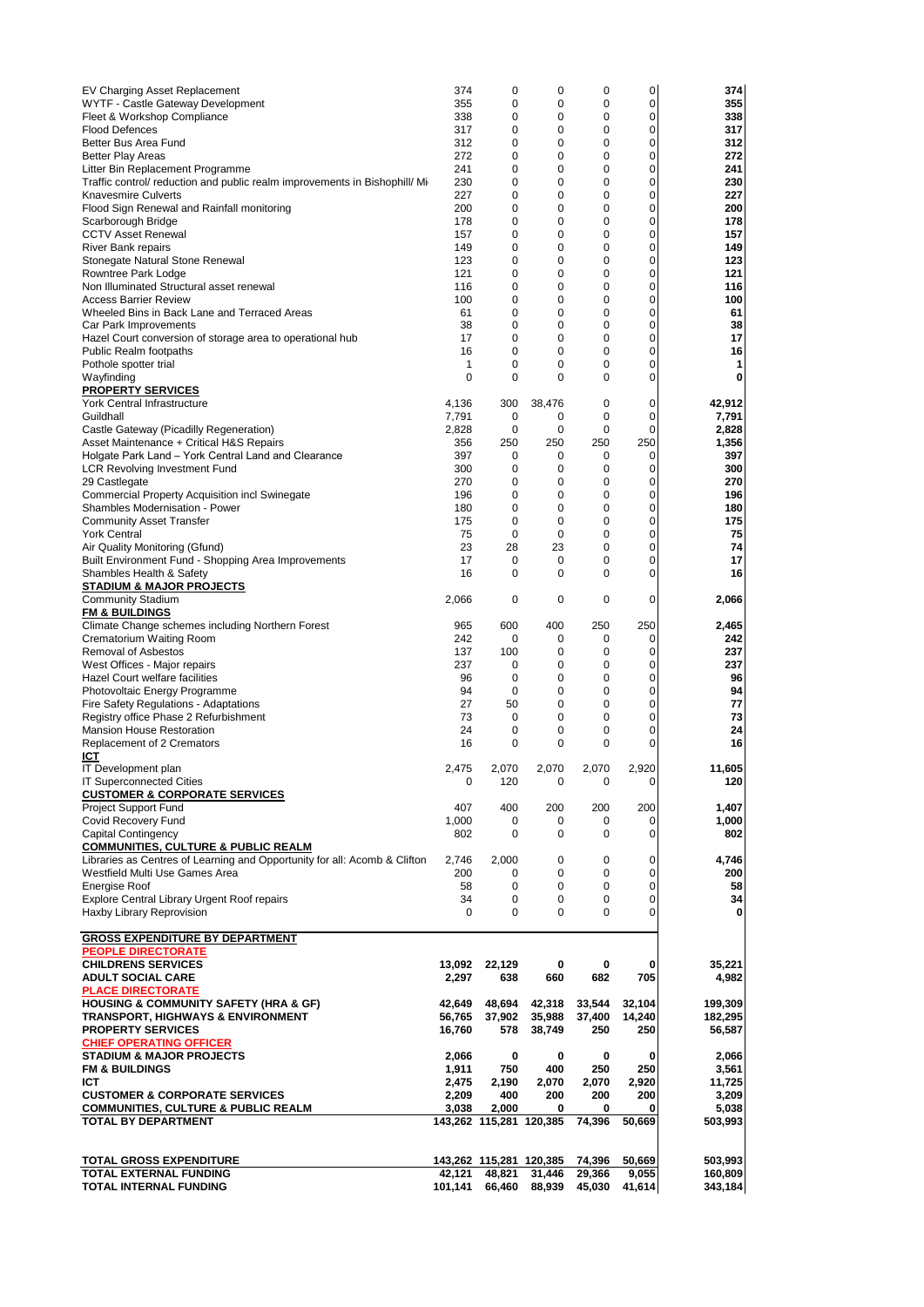| | | | | | | |
|---|---|---|---|---|---|---|
| EV Charging Asset Replacement | 374 | 0 | 0 | 0 | 0 | **374** |
| WYTF - Castle Gateway Development | 355 | 0 | 0 | 0 | 0 | **355** |
| Fleet & Workshop Compliance | 338 | 0 | 0 | 0 | 0 | **338** |
| Flood Defences | 317 | 0 | 0 | 0 | 0 | **317** |
| Better Bus Area Fund | 312 | 0 | 0 | 0 | 0 | **312** |
| Better Play Areas | 272 | 0 | 0 | 0 | 0 | **272** |
| Litter Bin Replacement Programme | 241 | 0 | 0 | 0 | 0 | **241** |
| Traffic control/ reduction and public realm improvements in Bishophill/ Mi | 230 | 0 | 0 | 0 | 0 | **230** |
| Knavesmire Culverts | 227 | 0 | 0 | 0 | 0 | **227** |
| Flood Sign Renewal and Rainfall monitoring | 200 | 0 | 0 | 0 | 0 | **200** |
| Scarborough Bridge | 178 | 0 | 0 | 0 | 0 | **178** |
| CCTV Asset Renewal | 157 | 0 | 0 | 0 | 0 | **157** |
| River Bank repairs | 149 | 0 | 0 | 0 | 0 | **149** |
| Stonegate Natural Stone Renewal | 123 | 0 | 0 | 0 | 0 | **123** |
| Rowntree Park Lodge | 121 | 0 | 0 | 0 | 0 | **121** |
| Non Illuminated Structural asset renewal | 116 | 0 | 0 | 0 | 0 | **116** |
| Access Barrier Review | 100 | 0 | 0 | 0 | 0 | **100** |
| Wheeled Bins in Back Lane and Terraced Areas | 61 | 0 | 0 | 0 | 0 | **61** |
| Car Park Improvements | 38 | 0 | 0 | 0 | 0 | **38** |
| Hazel Court conversion of storage area to operational hub | 17 | 0 | 0 | 0 | 0 | **17** |
| Public Realm footpaths | 16 | 0 | 0 | 0 | 0 | **16** |
| Pothole spotter trial | 1 | 0 | 0 | 0 | 0 | **1** |
| Wayfinding | 0 | 0 | 0 | 0 | 0 | **0** |
| **PROPERTY SERVICES** | | | | | | |
| York Central Infrastructure | 4,136 | 300 | 38,476 | 0 | 0 | **42,912** |
| Guildhall | 7,791 | 0 | 0 | 0 | 0 | **7,791** |
| Castle Gateway (Picadilly Regeneration) | 2,828 | 0 | 0 | 0 | 0 | **2,828** |
| Asset Maintenance + Critical H&S Repairs | 356 | 250 | 250 | 250 | 250 | **1,356** |
| Holgate Park Land – York Central Land and Clearance | 397 | 0 | 0 | 0 | 0 | **397** |
| LCR Revolving Investment Fund | 300 | 0 | 0 | 0 | 0 | **300** |
| 29 Castlegate | 270 | 0 | 0 | 0 | 0 | **270** |
| Commercial Property Acquisition incl Swinegate | 196 | 0 | 0 | 0 | 0 | **196** |
| Shambles Modernisation - Power | 180 | 0 | 0 | 0 | 0 | **180** |
| Community Asset Transfer | 175 | 0 | 0 | 0 | 0 | **175** |
| York Central | 75 | 0 | 0 | 0 | 0 | **75** |
| Air Quality Monitoring (Gfund) | 23 | 28 | 23 | 0 | 0 | **74** |
| Built Environment Fund - Shopping Area Improvements | 17 | 0 | 0 | 0 | 0 | **17** |
| Shambles Health & Safety | 16 | 0 | 0 | 0 | 0 | **16** |
| **STADIUM & MAJOR PROJECTS** | | | | | | |
| Community Stadium | 2,066 | 0 | 0 | 0 | 0 | **2,066** |
| **FM & BUILDINGS** | | | | | | |
| Climate Change schemes including Northern Forest | 965 | 600 | 400 | 250 | 250 | **2,465** |
| Crematorium Waiting Room | 242 | 0 | 0 | 0 | 0 | **242** |
| Removal of Asbestos | 137 | 100 | 0 | 0 | 0 | **237** |
| West Offices - Major repairs | 237 | 0 | 0 | 0 | 0 | **237** |
| Hazel Court welfare facilities | 96 | 0 | 0 | 0 | 0 | **96** |
| Photovoltaic Energy Programme | 94 | 0 | 0 | 0 | 0 | **94** |
| Fire Safety Regulations - Adaptations | 27 | 50 | 0 | 0 | 0 | **77** |
| Registry office Phase 2 Refurbishment | 73 | 0 | 0 | 0 | 0 | **73** |
| Mansion House Restoration | 24 | 0 | 0 | 0 | 0 | **24** |
| Replacement of 2 Cremators | 16 | 0 | 0 | 0 | 0 | **16** |
| **ICT** | | | | | | |
| IT Development plan | 2,475 | 2,070 | 2,070 | 2,070 | 2,920 | **11,605** |
| IT Superconnected Cities | 0 | 120 | 0 | 0 | 0 | **120** |
| **CUSTOMER & CORPORATE SERVICES** | | | | | | |
| Project Support Fund | 407 | 400 | 200 | 200 | 200 | **1,407** |
| Covid Recovery Fund | 1,000 | 0 | 0 | 0 | 0 | **1,000** |
| Capital Contingency | 802 | 0 | 0 | 0 | 0 | **802** |
| **COMMUNITIES, CULTURE & PUBLIC REALM** | | | | | | |
| Libraries as Centres of Learning and Opportunity for all: Acomb & Clifton | 2,746 | 2,000 | 0 | 0 | 0 | **4,746** |
| Westfield Multi Use Games Area | 200 | 0 | 0 | 0 | 0 | **200** |
| Energise Roof | 58 | 0 | 0 | 0 | 0 | **58** |
| Explore Central Library Urgent Roof repairs | 34 | 0 | 0 | 0 | 0 | **34** |
| Haxby Library Reprovision | 0 | 0 | 0 | 0 | 0 | **0** |
| | | | | | | |
| **GROSS EXPENDITURE BY DEPARTMENT** | | | | | | |
| **PEOPLE DIRECTORATE** | | | | | | |
| **CHILDRENS SERVICES** | **13,092** | **22,129** | **0** | **0** | **0** | **35,221** |
| **ADULT SOCIAL CARE** | **2,297** | **638** | **660** | **682** | **705** | **4,982** |
| **PLACE DIRECTORATE** | | | | | | |
| **HOUSING & COMMUNITY SAFETY (HRA & GF)** | **42,649** | **48,694** | **42,318** | **33,544** | **32,104** | **199,309** |
| **TRANSPORT, HIGHWAYS & ENVIRONMENT** | **56,765** | **37,902** | **35,988** | **37,400** | **14,240** | **182,295** |
| **PROPERTY SERVICES** | **16,760** | **578** | **38,749** | **250** | **250** | **56,587** |
| **CHIEF OPERATING OFFICER** | | | | | | |
| **STADIUM & MAJOR PROJECTS** | **2,066** | **0** | **0** | **0** | **0** | **2,066** |
| **FM & BUILDINGS** | **1,911** | **750** | **400** | **250** | **250** | **3,561** |
| **ICT** | **2,475** | **2,190** | **2,070** | **2,070** | **2,920** | **11,725** |
| **CUSTOMER & CORPORATE SERVICES** | **2,209** | **400** | **200** | **200** | **200** | **3,209** |
| **COMMUNITIES, CULTURE & PUBLIC REALM** | **3,038** | **2,000** | **0** | **0** | **0** | **5,038** |
| **TOTAL BY DEPARTMENT** | **143,262** | **115,281** | **120,385** | **74,396** | **50,669** | **503,993** |
| | | | | | | |
| **TOTAL GROSS EXPENDITURE** | **143,262** | **115,281** | **120,385** | **74,396** | **50,669** | **503,993** |
| **TOTAL EXTERNAL FUNDING** | **42,121** | **48,821** | **31,446** | **29,366** | **9,055** | **160,809** |
| **TOTAL INTERNAL FUNDING** | **101,141** | **66,460** | **88,939** | **45,030** | **41,614** | **343,184** |